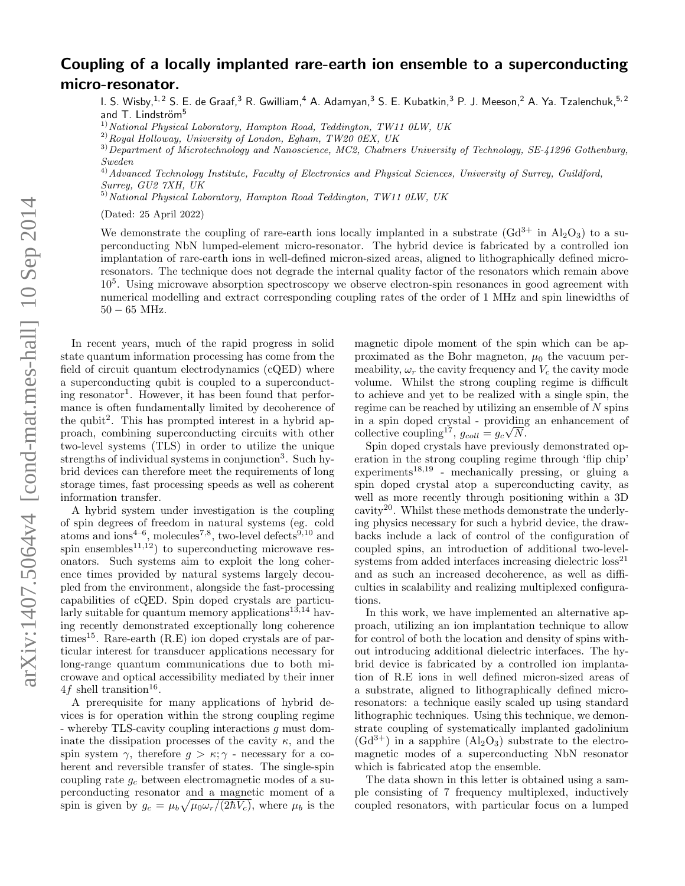# Coupling of a locally implanted rare-earth ion ensemble to a superconducting micro-resonator.

I. S. Wisby,[1,2] S. E. de Graaf,[3] R. Gwilliam,[4] A. Adamyan,[3] S. E. Kubatkin,[3] P. J. Meeson,[2] A. Ya. Tzalenchuk,[5,2] and T. Lindström[5]

[1] *National Physical Laboratory, Hampton Road, Teddington, TW11 0LW, UK*
[2] *Royal Holloway, University of London, Egham, TW20 0EX, UK*
[3] *Department of Microtechnology and Nanoscience, MC2, Chalmers University of Technology, SE-41296 Gothenburg, Sweden*
[4] *Advanced Technology Institute, Faculty of Electronics and Physical Sciences, University of Surrey, Guildford, Surrey, GU2 7XH, UK*
[5] *National Physical Laboratory, Hampton Road Teddington, TW11 0LW, UK*

(Dated: 25 April 2022)

We demonstrate the coupling of rare-earth ions locally implanted in a substrate ($Gd^{3+}$ in $Al_2O_3$) to a superconducting NbN lumped-element micro-resonator. The hybrid device is fabricated by a controlled ion implantation of rare-earth ions in well-defined micron-sized areas, aligned to lithographically defined micro-resonators. The technique does not degrade the internal quality factor of the resonators which remain above $10^5$. Using microwave absorption spectroscopy we observe electron-spin resonances in good agreement with numerical modelling and extract corresponding coupling rates of the order of 1 MHz and spin linewidths of 50 − 65 MHz.

In recent years, much of the rapid progress in solid state quantum information processing has come from the field of circuit quantum electrodynamics (cQED) where a superconducting qubit is coupled to a superconducting resonator[1]. However, it has been found that performance is often fundamentally limited by decoherence of the qubit[2]. This has prompted interest in a hybrid approach, combining superconducting circuits with other two-level systems (TLS) in order to utilize the unique strengths of individual systems in conjunction[3]. Such hybrid devices can therefore meet the requirements of long storage times, fast processing speeds as well as coherent information transfer.

A hybrid system under investigation is the coupling of spin degrees of freedom in natural systems (eg. cold atoms and ions[4–6], molecules[7,8], two-level defects[9,10] and spin ensembles[11,12]) to superconducting microwave resonators. Such systems aim to exploit the long coherence times provided by natural systems largely decoupled from the environment, alongside the fast-processing capabilities of cQED. Spin doped crystals are particularly suitable for quantum memory applications[13,14] having recently demonstrated exceptionally long coherence times[15]. Rare-earth (R.E) ion doped crystals are of particular interest for transducer applications necessary for long-range quantum communications due to both microwave and optical accessibility mediated by their inner $4f$ shell transition[16].

A prerequisite for many applications of hybrid devices is for operation within the strong coupling regime - whereby TLS-cavity coupling interactions $g$ must dominate the dissipation processes of the cavity $\kappa$, and the spin system $\gamma$, therefore $g > \kappa; \gamma$ - necessary for a coherent and reversible transfer of states. The single-spin coupling rate $g_c$ between electromagnetic modes of a superconducting resonator and a magnetic moment of a spin is given by $g_c = \mu_b \sqrt{\mu_0 \omega_r / (2\hbar V_c)}$, where $\mu_b$ is the magnetic dipole moment of the spin which can be approximated as the Bohr magneton, $\mu_0$ the vacuum permeability, $\omega_r$ the cavity frequency and $V_c$ the cavity mode volume. Whilst the strong coupling regime is difficult to achieve and yet to be realized with a single spin, the regime can be reached by utilizing an ensemble of $N$ spins in a spin doped crystal - providing an enhancement of collective coupling[17], $g_{coll} = g_c\sqrt{N}$.

Spin doped crystals have previously demonstrated operation in the strong coupling regime through 'flip chip' experiments[18,19] - mechanically pressing, or gluing a spin doped crystal atop a superconducting cavity, as well as more recently through positioning within a 3D cavity[20]. Whilst these methods demonstrate the underlying physics necessary for such a hybrid device, the drawbacks include a lack of control of the configuration of coupled spins, an introduction of additional two-level-systems from added interfaces increasing dielectric loss[21] and as such an increased decoherence, as well as difficulties in scalability and realizing multiplexed configurations.

In this work, we have implemented an alternative approach, utilizing an ion implantation technique to allow for control of both the location and density of spins without introducing additional dielectric interfaces. The hybrid device is fabricated by a controlled ion implantation of R.E ions in well defined micron-sized areas of a substrate, aligned to lithographically defined micro-resonators: a technique easily scaled up using standard lithographic techniques. Using this technique, we demonstrate coupling of systematically implanted gadolinium ($Gd^{3+}$) in a sapphire ($Al_2O_3$) substrate to the electromagnetic modes of a superconducting NbN resonator which is fabricated atop the ensemble.

The data shown in this letter is obtained using a sample consisting of 7 frequency multiplexed, inductively coupled resonators, with particular focus on a lumped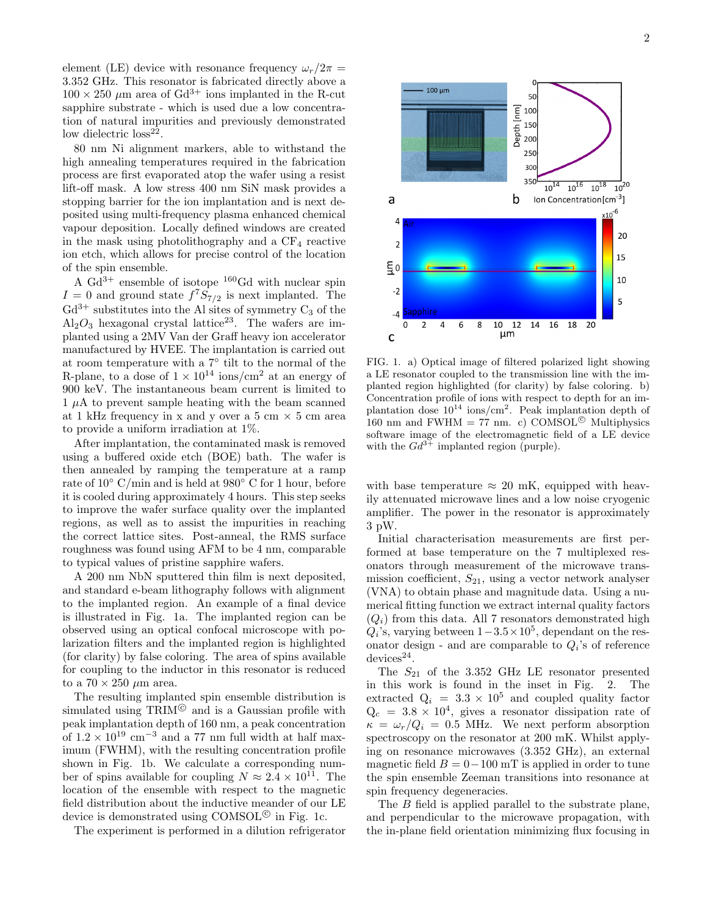element (LE) device with resonance frequency $\omega_r/2\pi = 3.352$ GHz. This resonator is fabricated directly above a $100 \times 250$ $\mu$m area of $Gd^{3+}$ ions implanted in the R-cut sapphire substrate - which is used due a low concentration of natural impurities and previously demonstrated low dielectric loss[22].

80 nm Ni alignment markers, able to withstand the high annealing temperatures required in the fabrication process are first evaporated atop the wafer using a resist lift-off mask. A low stress 400 nm SiN mask provides a stopping barrier for the ion implantation and is next deposited using multi-frequency plasma enhanced chemical vapour deposition. Locally defined windows are created in the mask using photolithography and a $CF_4$ reactive ion etch, which allows for precise control of the location of the spin ensemble.

A $Gd^{3+}$ ensemble of isotope $^{160}$Gd with nuclear spin $I = 0$ and ground state $f^7 S_{7/2}$ is next implanted. The $Gd^{3+}$ substitutes into the Al sites of symmetry $C_3$ of the $Al_2O_3$ hexagonal crystal lattice[23]. The wafers are implanted using a 2MV Van der Graff heavy ion accelerator manufactured by HVEE. The implantation is carried out at room temperature with a 7° tilt to the normal of the R-plane, to a dose of $1 \times 10^{14}$ ions/cm$^2$ at an energy of 900 keV. The instantaneous beam current is limited to 1 $\mu$A to prevent sample heating with the beam scanned at 1 kHz frequency in x and y over a 5 cm × 5 cm area to provide a uniform irradiation at 1%.

After implantation, the contaminated mask is removed using a buffered oxide etch (BOE) bath. The wafer is then annealed by ramping the temperature at a ramp rate of 10° C/min and is held at 980° C for 1 hour, before it is cooled during approximately 4 hours. This step seeks to improve the wafer surface quality over the implanted regions, as well as to assist the impurities in reaching the correct lattice sites. Post-anneal, the RMS surface roughness was found using AFM to be 4 nm, comparable to typical values of pristine sapphire wafers.

A 200 nm NbN sputtered thin film is next deposited, and standard e-beam lithography follows with alignment to the implanted region. An example of a final device is illustrated in Fig. 1a. The implanted region can be observed using an optical confocal microscope with polarization filters and the implanted region is highlighted (for clarity) by false coloring. The area of spins available for coupling to the inductor in this resonator is reduced to a $70 \times 250$ $\mu$m area.

The resulting implanted spin ensemble distribution is simulated using TRIM© and is a Gaussian profile with peak implantation depth of 160 nm, a peak concentration of $1.2 \times 10^{19}$ cm$^{-3}$ and a 77 nm full width at half maximum (FWHM), with the resulting concentration profile shown in Fig. 1b. We calculate a corresponding number of spins available for coupling $N \approx 2.4 \times 10^{11}$. The location of the ensemble with respect to the magnetic field distribution about the inductive meander of our LE device is demonstrated using COMSOL© in Fig. 1c.

The experiment is performed in a dilution refrigerator with base temperature ≈ 20 mK, equipped with heavily attenuated microwave lines and a low noise cryogenic amplifier. The power in the resonator is approximately 3 pW.

FIG. 1. a) Optical image of filtered polarized light showing a LE resonator coupled to the transmission line with the implanted region highlighted (for clarity) by false coloring. b) Concentration profile of ions with respect to depth for an implantation dose $10^{14}$ ions/cm$^2$. Peak implantation depth of 160 nm and FWHM = 77 nm. c) COMSOL© Multiphysics software image of the electromagnetic field of a LE device with the $Gd^{3+}$ implanted region (purple).

Initial characterisation measurements are first performed at base temperature on the 7 multiplexed resonators through measurement of the microwave transmission coefficient, $S_{21}$, using a vector network analyser (VNA) to obtain phase and magnitude data. Using a numerical fitting function we extract internal quality factors ($Q_i$) from this data. All 7 resonators demonstrated high $Q_i$'s, varying between $1-3.5\times10^5$, dependant on the resonator design - and are comparable to $Q_i$'s of reference devices[24].

The $S_{21}$ of the 3.352 GHz LE resonator presented in this work is found in the inset in Fig. 2. The extracted $Q_i = 3.3 \times 10^5$ and coupled quality factor $Q_c = 3.8 \times 10^4$, gives a resonator dissipation rate of $\kappa = \omega_r/Q_i = 0.5$ MHz. We next perform absorption spectroscopy on the resonator at 200 mK. Whilst applying on resonance microwaves (3.352 GHz), an external magnetic field $B = 0-100$ mT is applied in order to tune the spin ensemble Zeeman transitions into resonance at spin frequency degeneracies.

The $B$ field is applied parallel to the substrate plane, and perpendicular to the microwave propagation, with the in-plane field orientation minimizing flux focusing in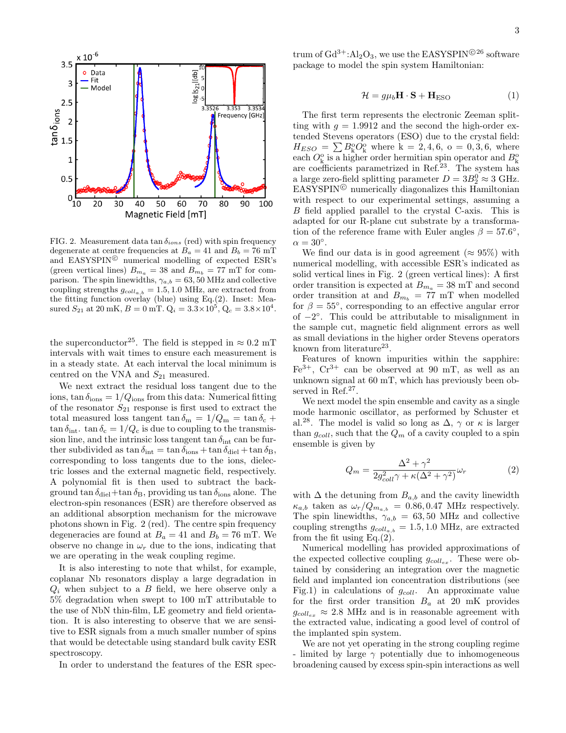FIG. 2. Measurement data $\tan \delta_{ions}$ (red) with spin frequency degenerate at centre frequencies at $B_a = 41$ and $B_b = 76$ mT and EASYSPIN© numerical modelling of expected ESR's (green vertical lines) $B_{m_a} = 38$ and $B_{m_b} = 77$ mT for comparison. The spin linewidths, $\gamma_{a,b} = 63, 50$ MHz and collective coupling strengths $g_{coll_{a,b}} = 1.5, 1.0$ MHz, are extracted from the fitting function overlay (blue) using Eq.(2). Inset: Measured $S_{21}$ at 20 mK, $B = 0$ mT. $Q_i = 3.3 \times 10^5$, $Q_c = 3.8 \times 10^4$.

the superconductor[25]. The field is stepped in $\approx 0.2$ mT intervals with wait times to ensure each measurement is in a steady state. At each interval the local minimum is centred on the VNA and $S_{21}$ measured.

We next extract the residual loss tangent due to the ions, $\tan \delta_{\rm ions} = 1/Q_{\rm ions}$ from this data: Numerical fitting of the resonator $S_{21}$ response is first used to extract the total measured loss tangent $\tan \delta_{\rm m} = 1/Q_{\rm m} = \tan \delta_{\rm c} + \tan \delta_{\rm int}$. $\tan \delta_{\rm c} = 1/Q_{\rm c}$ is due to coupling to the transmission line, and the intrinsic loss tangent $\tan \delta_{\rm int}$ can be further subdivided as $\tan \delta_{\rm int} = \tan \delta_{\rm ions} + \tan \delta_{\rm diel} + \tan \delta_{\rm B}$, corresponding to loss tangents due to the ions, dielectric losses and the external magnetic field, respectively. A polynomial fit is then used to subtract the background $\tan \delta_{\rm diel} + \tan \delta_{\rm B}$, providing us $\tan \delta_{\rm ions}$ alone. The electron-spin resonances (ESR) are therefore observed as an additional absorption mechanism for the microwave photons shown in Fig. 2 (red). The centre spin frequency degeneracies are found at $B_a = 41$ and $B_b = 76$ mT. We observe no change in $\omega_r$ due to the ions, indicating that we are operating in the weak coupling regime.

It is also interesting to note that whilst, for example, coplanar Nb resonators display a large degradation in $Q_i$ when subject to a $B$ field, we here observe only a 5% degradation when swept to 100 mT attributable to the use of NbN thin-film, LE geometry and field orientation. It is also interesting to observe that we are sensitive to ESR signals from a much smaller number of spins that would be detectable using standard bulk cavity ESR spectroscopy.

In order to understand the features of the ESR spectrum of $Gd^{3+}$:$Al_2O_3$, we use the EASYSPIN©[26] software package to model the spin system Hamiltonian:

$$\mathcal{H} = g\mu_b \mathbf{H} \cdot \mathbf{S} + \mathbf{H}_{\rm ESO} \tag{1}$$

The first term represents the electronic Zeeman splitting with $g = 1.9912$ and the second the high-order extended Stevens operators (ESO) due to the crystal field: $H_{ESO} = \sum B_{\rm k}^{\rm o} O_{\rm k}^{\rm o}$ where $\rm k = 2, 4, 6$, $\rm o = 0, 3, 6$, where each $O_{\rm k}^{\rm o}$ is a higher order hermitian spin operator and $B_{\rm k}^{\rm o}$ are coefficients parametrized in Ref.[23]. The system has a large zero-field splitting parameter $D = 3B_2^0 \approx 3$ GHz. EASYSPIN© numerically diagonalizes this Hamiltonian with respect to our experimental settings, assuming a $B$ field applied parallel to the crystal C-axis. This is adapted for our R-plane cut substrate by a transformation of the reference frame with Euler angles $\beta = 57.6°$, $\alpha = 30°$.

We find our data is in good agreement ($\approx 95\%$) with numerical modelling, with accessible ESR's indicated as solid vertical lines in Fig. 2 (green vertical lines): A first order transition is expected at $B_{m_a} = 38$ mT and second order transition at and $B_{m_b} = 77$ mT when modelled for $\beta = 55°$, corresponding to an effective angular error of $-2°$. This could be attributable to misalignment in the sample cut, magnetic field alignment errors as well as small deviations in the higher order Stevens operators known from literature[23].

Features of known impurities within the sapphire: $Fe^{3+}$, $Cr^{3+}$ can be observed at 90 mT, as well as an unknown signal at 60 mT, which has previously been observed in Ref.[27].

We next model the spin ensemble and cavity as a single mode harmonic oscillator, as performed by Schuster et al.[28]. The model is valid so long as $\Delta$, $\gamma$ or $\kappa$ is larger than $g_{coll}$, such that the $Q_m$ of a cavity coupled to a spin ensemble is given by

$$Q_m = \frac{\Delta^2 + \gamma^2}{2g_{coll}^2\gamma + \kappa(\Delta^2 + \gamma^2)}\omega_r \tag{2}$$

with $\Delta$ the detuning from $B_{a,b}$ and the cavity linewidth $\kappa_{a,b}$ taken as $\omega_r/Q_{m_{a,b}} = 0.86, 0.47$ MHz respectively. The spin linewidths, $\gamma_{a,b} = 63, 50$ MHz and collective coupling strengths $g_{coll_{a,b}} = 1.5, 1.0$ MHz, are extracted from the fit using Eq.(2).

Numerical modelling has provided approximations of the expected collective coupling $g_{coll_{ex}}$. These were obtained by considering an integration over the magnetic field and implanted ion concentration distributions (see Fig.1) in calculations of $g_{coll}$. An approximate value for the first order transition $B_a$ at 20 mK provides $g_{coll_{ex}} \approx 2.8$ MHz and is in reasonable agreement with the extracted value, indicating a good level of control of the implanted spin system.

We are not yet operating in the strong coupling regime - limited by large $\gamma$ potentially due to inhomogeneous broadening caused by excess spin-spin interactions as well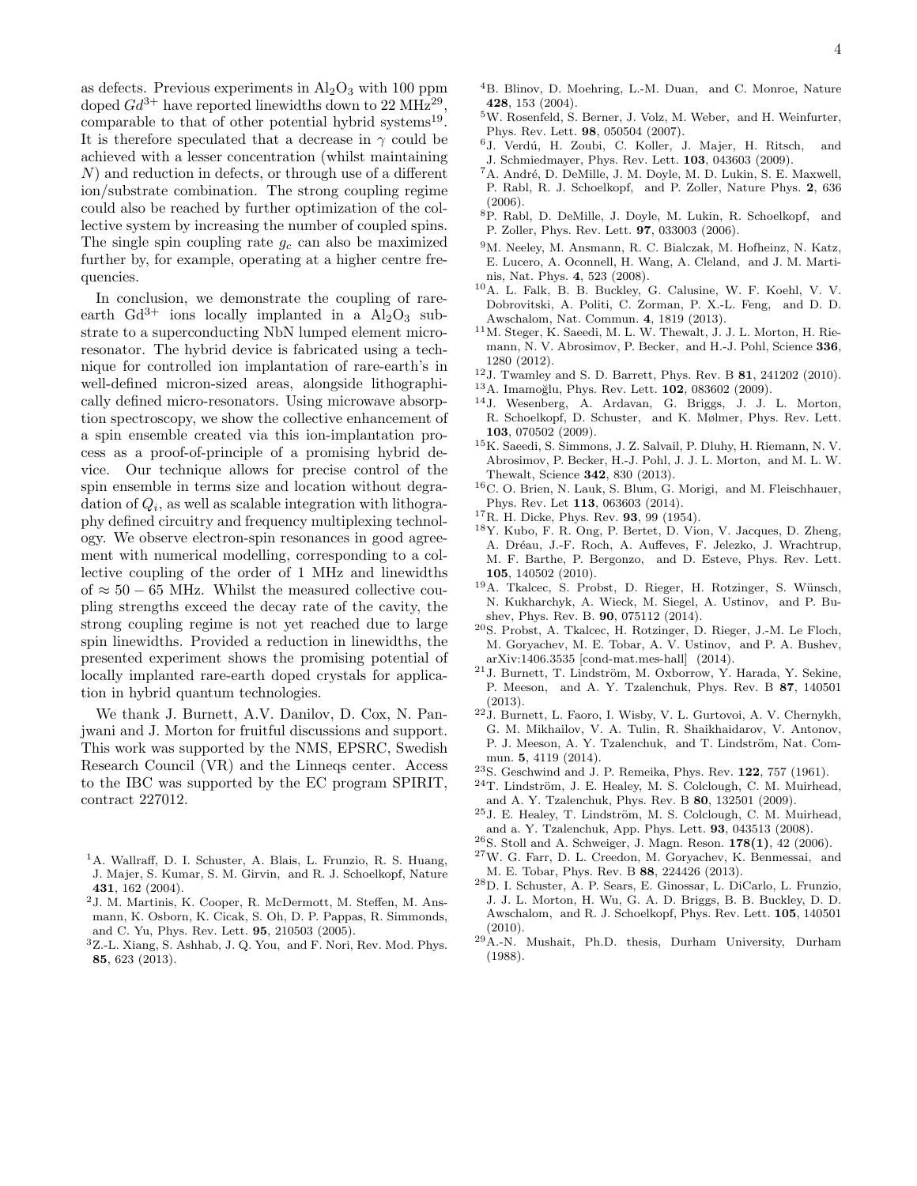as defects. Previous experiments in $Al_2O_3$ with 100 ppm doped $Gd^{3+}$ have reported linewidths down to 22 MHz[29], comparable to that of other potential hybrid systems[19]. It is therefore speculated that a decrease in $\gamma$ could be achieved with a lesser concentration (whilst maintaining $N$) and reduction in defects, or through use of a different ion/substrate combination. The strong coupling regime could also be reached by further optimization of the collective system by increasing the number of coupled spins. The single spin coupling rate $g_c$ can also be maximized further by, for example, operating at a higher centre frequencies.

In conclusion, we demonstrate the coupling of rare-earth $Gd^{3+}$ ions locally implanted in a $Al_2O_3$ substrate to a superconducting NbN lumped element micro-resonator. The hybrid device is fabricated using a technique for controlled ion implantation of rare-earth's in well-defined micron-sized areas, alongside lithographically defined micro-resonators. Using microwave absorption spectroscopy, we show the collective enhancement of a spin ensemble created via this ion-implantation process as a proof-of-principle of a promising hybrid device. Our technique allows for precise control of the spin ensemble in terms size and location without degradation of $Q_i$, as well as scalable integration with lithography defined circuitry and frequency multiplexing technology. We observe electron-spin resonances in good agreement with numerical modelling, corresponding to a collective coupling of the order of 1 MHz and linewidths of $\approx 50-65$ MHz. Whilst the measured collective coupling strengths exceed the decay rate of the cavity, the strong coupling regime is not yet reached due to large spin linewidths. Provided a reduction in linewidths, the presented experiment shows the promising potential of locally implanted rare-earth doped crystals for application in hybrid quantum technologies.

We thank J. Burnett, A.V. Danilov, D. Cox, N. Panjwani and J. Morton for fruitful discussions and support. This work was supported by the NMS, EPSRC, Swedish Research Council (VR) and the Linneqs center. Access to the IBC was supported by the EC program SPIRIT, contract 227012.

[1] A. Wallraff, D. I. Schuster, A. Blais, L. Frunzio, R. S. Huang, J. Majer, S. Kumar, S. M. Girvin, and R. J. Schoelkopf, Nature **431**, 162 (2004).

[2] J. M. Martinis, K. Cooper, R. McDermott, M. Steffen, M. Ansmann, K. Osborn, K. Cicak, S. Oh, D. P. Pappas, R. Simmonds, and C. Yu, Phys. Rev. Lett. **95**, 210503 (2005).

[3] Z.-L. Xiang, S. Ashhab, J. Q. You, and F. Nori, Rev. Mod. Phys. **85**, 623 (2013).

[4] B. Blinov, D. Moehring, L.-M. Duan, and C. Monroe, Nature **428**, 153 (2004).

[5] W. Rosenfeld, S. Berner, J. Volz, M. Weber, and H. Weinfurter, Phys. Rev. Lett. **98**, 050504 (2007).

[6] J. Verdú, H. Zoubi, C. Koller, J. Majer, H. Ritsch, and J. Schmiedmayer, Phys. Rev. Lett. **103**, 043603 (2009).

[7] A. André, D. DeMille, J. M. Doyle, M. D. Lukin, S. E. Maxwell, P. Rabl, R. J. Schoelkopf, and P. Zoller, Nature Phys. **2**, 636 (2006).

[8] P. Rabl, D. DeMille, J. Doyle, M. Lukin, R. Schoelkopf, and P. Zoller, Phys. Rev. Lett. **97**, 033003 (2006).

[9] M. Neeley, M. Ansmann, R. C. Bialczak, M. Hofheinz, N. Katz, E. Lucero, A. Oconnell, H. Wang, A. Cleland, and J. M. Martinis, Nat. Phys. **4**, 523 (2008).

[10] A. L. Falk, B. B. Buckley, G. Calusine, W. F. Koehl, V. V. Dobrovitski, A. Politi, C. Zorman, P. X.-L. Feng, and D. D. Awschalom, Nat. Commun. **4**, 1819 (2013).

[11] M. Steger, K. Saeedi, M. L. W. Thewalt, J. J. L. Morton, H. Riemann, N. V. Abrosimov, P. Becker, and H.-J. Pohl, Science **336**, 1280 (2012).

[12] J. Twamley and S. D. Barrett, Phys. Rev. B **81**, 241202 (2010).

[13] A. Imamoğlu, Phys. Rev. Lett. **102**, 083602 (2009).

[14] J. Wesenberg, A. Ardavan, G. Briggs, J. J. L. Morton, R. Schoelkopf, D. Schuster, and K. Mølmer, Phys. Rev. Lett. **103**, 070502 (2009).

[15] K. Saeedi, S. Simmons, J. Z. Salvail, P. Dluhy, H. Riemann, N. V. Abrosimov, P. Becker, H.-J. Pohl, J. J. L. Morton, and M. L. W. Thewalt, Science **342**, 830 (2013).

[16] C. O. Brien, N. Lauk, S. Blum, G. Morigi, and M. Fleischhauer, Phys. Rev. Let **113**, 063603 (2014).

[17] R. H. Dicke, Phys. Rev. **93**, 99 (1954).

[18] Y. Kubo, F. R. Ong, P. Bertet, D. Vion, V. Jacques, D. Zheng, A. Dréau, J.-F. Roch, A. Auffeves, F. Jelezko, J. Wrachtrup, M. F. Barthe, P. Bergonzo, and D. Esteve, Phys. Rev. Lett. **105**, 140502 (2010).

[19] A. Tkalcec, S. Probst, D. Rieger, H. Rotzinger, S. Wünsch, N. Kukharchyk, A. Wieck, M. Siegel, A. Ustinov, and P. Bushev, Phys. Rev. B. **90**, 075112 (2014).

[20] S. Probst, A. Tkalcec, H. Rotzinger, D. Rieger, J.-M. Le Floch, M. Goryachev, M. E. Tobar, A. V. Ustinov, and P. A. Bushev, arXiv:1406.3535 [cond-mat.mes-hall] (2014).

[21] J. Burnett, T. Lindström, M. Oxborrow, Y. Harada, Y. Sekine, P. Meeson, and A. Y. Tzalenchuk, Phys. Rev. B **87**, 140501 (2013).

[22] J. Burnett, L. Faoro, I. Wisby, V. L. Gurtovoi, A. V. Chernykh, G. M. Mikhailov, V. A. Tulin, R. Shaikhaidarov, V. Antonov, P. J. Meeson, A. Y. Tzalenchuk, and T. Lindström, Nat. Commun. **5**, 4119 (2014).

[23] S. Geschwind and J. P. Remeika, Phys. Rev. **122**, 757 (1961).

[24] T. Lindström, J. E. Healey, M. S. Colclough, C. M. Muirhead, and A. Y. Tzalenchuk, Phys. Rev. B **80**, 132501 (2009).

[25] J. E. Healey, T. Lindström, M. S. Colclough, C. M. Muirhead, and a. Y. Tzalenchuk, App. Phys. Lett. **93**, 043513 (2008).

[26] S. Stoll and A. Schweiger, J. Magn. Reson. **178(1)**, 42 (2006).

[27] W. G. Farr, D. L. Creedon, M. Goryachev, K. Benmessai, and M. E. Tobar, Phys. Rev. B **88**, 224426 (2013).

[28] D. I. Schuster, A. P. Sears, E. Ginossar, L. DiCarlo, L. Frunzio, J. J. L. Morton, H. Wu, G. A. D. Briggs, B. B. Buckley, D. D. Awschalom, and R. J. Schoelkopf, Phys. Rev. Lett. **105**, 140501 (2010).

[29] A.-N. Mushait, Ph.D. thesis, Durham University, Durham (1988).